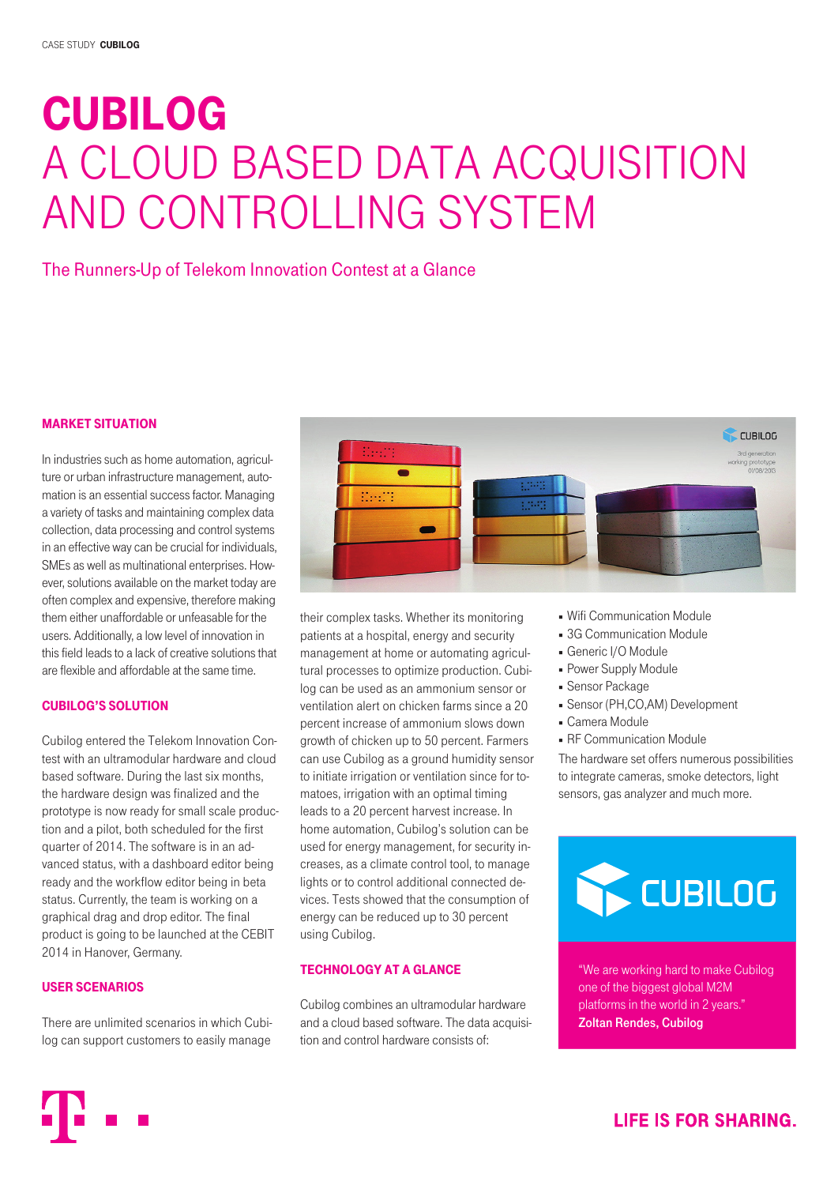# CUBILOG
# A CLOUD BASED DATA ACQUISITION AND CONTROLLING SYSTEM

The Runners-Up of Telekom Innovation Contest at a Glance

### MARKET SITUATION

In industries such as home automation, agriculture or urban infrastructure management, automation is an essential success factor. Managing a variety of tasks and maintaining complex data collection, data processing and control systems in an effective way can be crucial for individuals, SMEs as well as multinational enterprises. However, solutions available on the market today are often complex and expensive, therefore making them either unaffordable or unfeasable for the users. Additionally, a low level of innovation in this field leads to a lack of creative solutions that are flexible and affordable at the same time.

### CUBILOG'S SOLUTION

Cubilog entered the Telekom Innovation Contest with an ultramodular hardware and cloud based software. During the last six months, the hardware design was finalized and the prototype is now ready for small scale production and a pilot, both scheduled for the first quarter of 2014. The software is in an advanced status, with a dashboard editor being ready and the workflow editor being in beta status. Currently, the team is working on a graphical drag and drop editor. The final product is going to be launched at the CEBIT 2014 in Hanover, Germany.

### USER SCENARIOS

There are unlimited scenarios in which Cubilog can support customers to easily manage their complex tasks. Whether its monitoring patients at a hospital, energy and security management at home or automating agricultural processes to optimize production. Cubilog can be used as an ammonium sensor or ventilation alert on chicken farms since a 20 percent increase of ammonium slows down growth of chicken up to 50 percent. Farmers can use Cubilog as a ground humidity sensor to initiate irrigation or ventilation since for tomatoes, irrigation with an optimal timing leads to a 20 percent harvest increase. In home automation, Cubilog's solution can be used for energy management, for security increases, as a climate control tool, to manage lights or to control additional connected devices. Tests showed that the consumption of energy can be reduced up to 30 percent using Cubilog.

### TECHNOLOGY AT A GLANCE

Cubilog combines an ultramodular hardware and a cloud based software. The data acquisition and control hardware consists of:

- Wifi Communication Module
- 3G Communication Module
- Generic I/O Module
- Power Supply Module
- Sensor Package
- Sensor (PH,CO,AM) Development
- Camera Module
- RF Communication Module

The hardware set offers numerous possibilities to integrate cameras, smoke detectors, light sensors, gas analyzer and much more.

CUBILOG

"We are working hard to make Cubilog one of the biggest global M2M platforms in the world in 2 years."
**Zoltan Rendes, Cubilog**

**LIFE IS FOR SHARING.**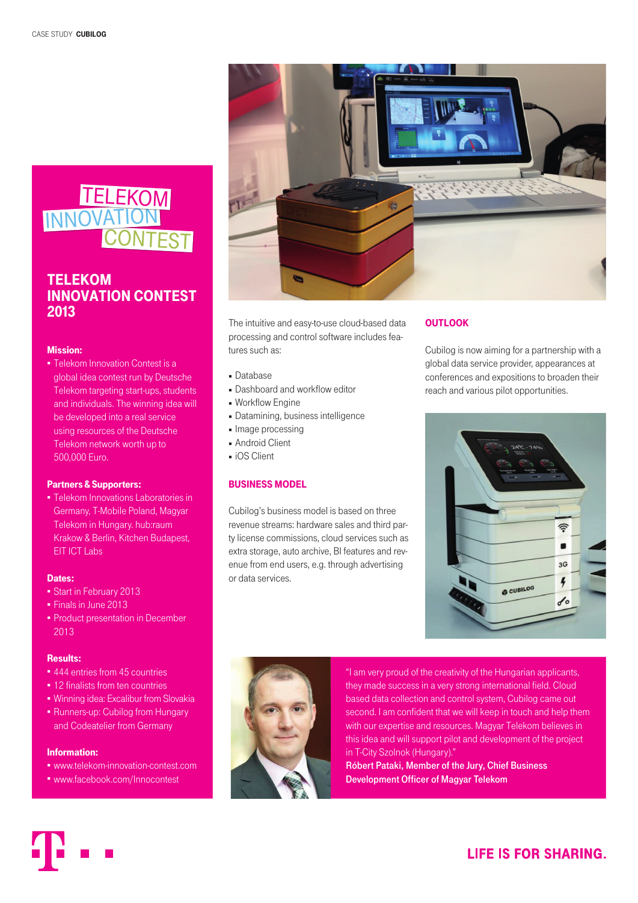# TELEKOM INNOVATION CONTEST 2013

**Mission:**

- Telekom Innovation Contest is a global idea contest run by Deutsche Telekom targeting start-ups, students and individuals. The winning idea will be developed into a real service using resources of the Deutsche Telekom network worth up to 500,000 Euro.

**Partners & Supporters:**

- Telekom Innovations Laboratories in Germany, T-Mobile Poland, Magyar Telekom in Hungary. hub:raum Krakow & Berlin, Kitchen Budapest, EIT ICT Labs

**Dates:**

- Start in February 2013
- Finals in June 2013
- Product presentation in December 2013

**Results:**

- 444 entries from 45 countries
- 12 finalists from ten countries
- Winning idea: Excalibur from Slovakia
- Runners-up: Cubilog from Hungary and Codeatelier from Germany

**Information:**

- www.telekom-innovation-contest.com
- www.facebook.com/Innocontest

The intuitive and easy-to-use cloud-based data processing and control software includes features such as:

- Database
- Dashboard and workflow editor
- Workflow Engine
- Datamining, business intelligence
- Image processing
- Android Client
- iOS Client

## BUSINESS MODEL

Cubilog's business model is based on three revenue streams: hardware sales and third party license commissions, cloud services such as extra storage, auto archive, BI features and revenue from end users, e.g. through advertising or data services.

## OUTLOOK

Cubilog is now aiming for a partnership with a global data service provider, appearances at conferences and expositions to broaden their reach and various pilot opportunities.

"I am very proud of the creativity of the Hungarian applicants, they made success in a very strong international field. Cloud based data collection and control system, Cubilog came out second. I am confident that we will keep in touch and help them with our expertise and resources. Magyar Telekom believes in this idea and will support pilot and development of the project in T-City Szolnok (Hungary)."

**Róbert Pataki, Member of the Jury, Chief Business Development Officer of Magyar Telekom**

**LIFE IS FOR SHARING.**